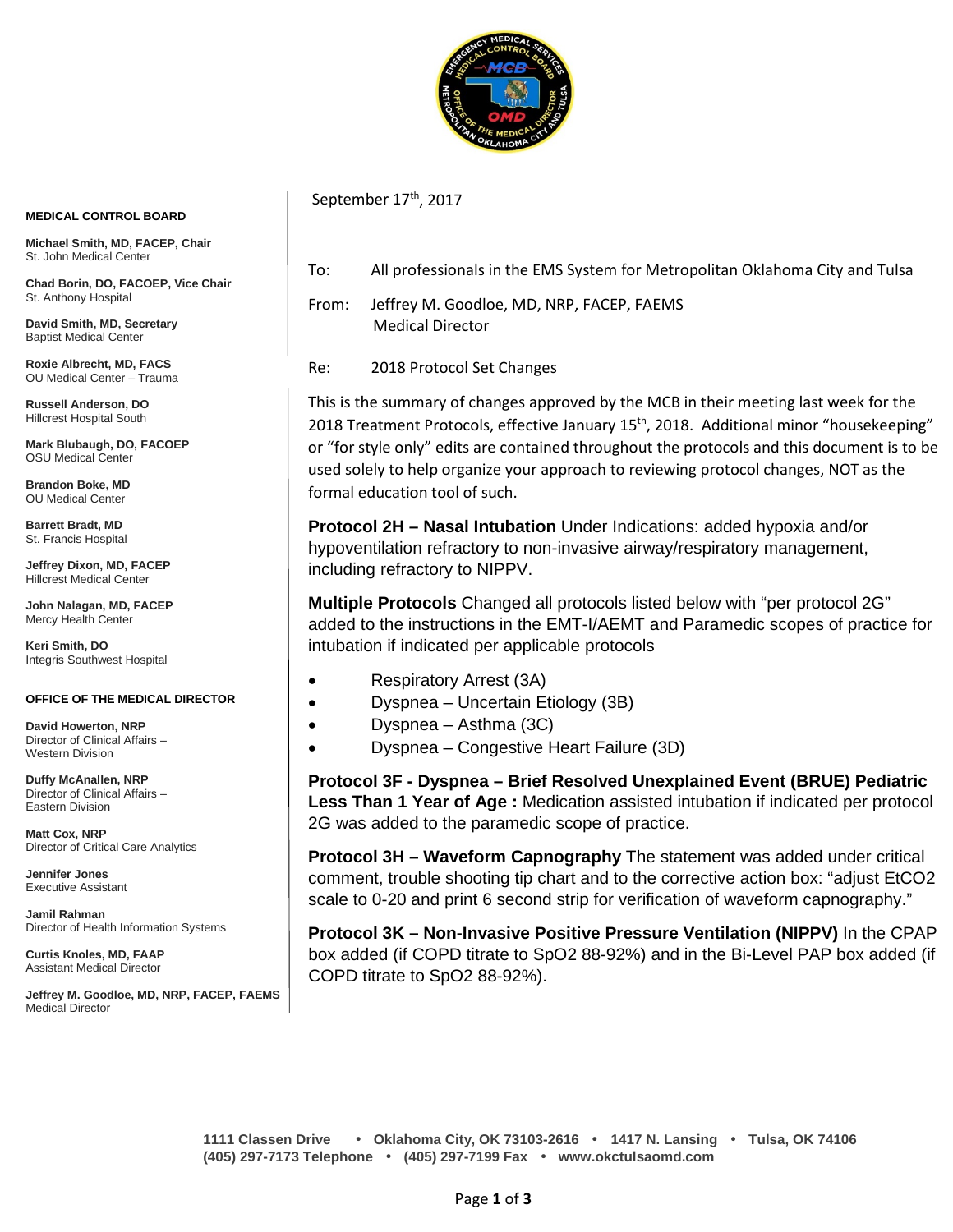**MEDICAL CONTROL BOARD**

**Michael Smith, MD, FACEP, Chair**
St. John Medical Center

**Chad Borin, DO, FACOEP, Vice Chair**
St. Anthony Hospital

**David Smith, MD, Secretary**
Baptist Medical Center

**Roxie Albrecht, MD, FACS**
OU Medical Center – Trauma

**Russell Anderson, DO**
Hillcrest Hospital South

**Mark Blubaugh, DO, FACOEP**
OSU Medical Center

**Brandon Boke, MD**
OU Medical Center

**Barrett Bradt, MD**
St. Francis Hospital

**Jeffrey Dixon, MD, FACEP**
Hillcrest Medical Center

**John Nalagan, MD, FACEP**
Mercy Health Center

**Keri Smith, DO**
Integris Southwest Hospital

**OFFICE OF THE MEDICAL DIRECTOR**

**David Howerton, NRP**
Director of Clinical Affairs – Western Division

**Duffy McAnallen, NRP**
Director of Clinical Affairs – Eastern Division

**Matt Cox, NRP**
Director of Critical Care Analytics

**Jennifer Jones**
Executive Assistant

**Jamil Rahman**
Director of Health Information Systems

**Curtis Knoles, MD, FAAP**
Assistant Medical Director

**Jeffrey M. Goodloe, MD, NRP, FACEP, FAEMS**
Medical Director

September 17th, 2017

To: All professionals in the EMS System for Metropolitan Oklahoma City and Tulsa

From: Jeffrey M. Goodloe, MD, NRP, FACEP, FAEMS
Medical Director

Re: 2018 Protocol Set Changes

This is the summary of changes approved by the MCB in their meeting last week for the 2018 Treatment Protocols, effective January 15th, 2018. Additional minor "housekeeping" or "for style only" edits are contained throughout the protocols and this document is to be used solely to help organize your approach to reviewing protocol changes, NOT as the formal education tool of such.

**Protocol 2H – Nasal Intubation** Under Indications: added hypoxia and/or hypoventilation refractory to non-invasive airway/respiratory management, including refractory to NIPPV.

**Multiple Protocols** Changed all protocols listed below with "per protocol 2G" added to the instructions in the EMT-I/AEMT and Paramedic scopes of practice for intubation if indicated per applicable protocols

- Respiratory Arrest (3A)
- Dyspnea – Uncertain Etiology (3B)
- Dyspnea – Asthma (3C)
- Dyspnea – Congestive Heart Failure (3D)

**Protocol 3F - Dyspnea – Brief Resolved Unexplained Event (BRUE) Pediatric Less Than 1 Year of Age :** Medication assisted intubation if indicated per protocol 2G was added to the paramedic scope of practice.

**Protocol 3H – Waveform Capnography** The statement was added under critical comment, trouble shooting tip chart and to the corrective action box: "adjust $EtCO_2$ scale to 0-20 and print 6 second strip for verification of waveform capnography."

**Protocol 3K – Non-Invasive Positive Pressure Ventilation (NIPPV)** In the CPAP box added (if COPD titrate to $SpO_2$ 88-92%) and in the Bi-Level PAP box added (if COPD titrate to $SpO_2$ 88-92%).

1111 Classen Drive • Oklahoma City, OK 73103-2616 • 1417 N. Lansing • Tulsa, OK 74106
(405) 297-7173 Telephone • (405) 297-7199 Fax • www.okctulsaomd.com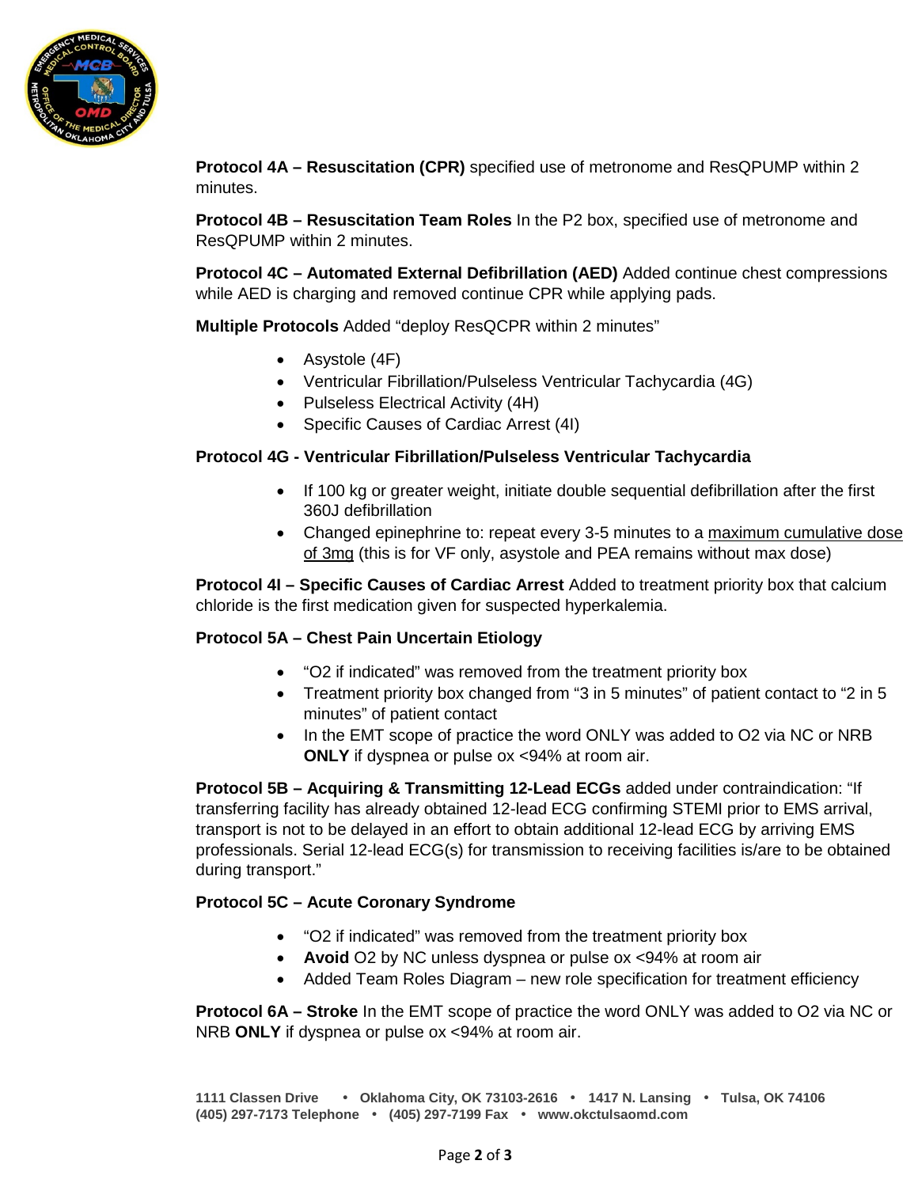**Protocol 4A – Resuscitation (CPR)** specified use of metronome and ResQPUMP within 2 minutes.

**Protocol 4B – Resuscitation Team Roles** In the P2 box, specified use of metronome and ResQPUMP within 2 minutes.

**Protocol 4C – Automated External Defibrillation (AED)** Added continue chest compressions while AED is charging and removed continue CPR while applying pads.

**Multiple Protocols** Added "deploy ResQCPR within 2 minutes"

- Asystole (4F)
- Ventricular Fibrillation/Pulseless Ventricular Tachycardia (4G)
- Pulseless Electrical Activity (4H)
- Specific Causes of Cardiac Arrest (4I)

**Protocol 4G - Ventricular Fibrillation/Pulseless Ventricular Tachycardia**

- If 100 kg or greater weight, initiate double sequential defibrillation after the first 360J defibrillation
- Changed epinephrine to: repeat every 3-5 minutes to a <u>maximum cumulative dose of 3mg</u> (this is for VF only, asystole and PEA remains without max dose)

**Protocol 4I – Specific Causes of Cardiac Arrest** Added to treatment priority box that calcium chloride is the first medication given for suspected hyperkalemia.

**Protocol 5A – Chest Pain Uncertain Etiology**

- "O2 if indicated" was removed from the treatment priority box
- Treatment priority box changed from "3 in 5 minutes" of patient contact to "2 in 5 minutes" of patient contact
- In the EMT scope of practice the word ONLY was added to O2 via NC or NRB **ONLY** if dyspnea or pulse ox <94% at room air.

**Protocol 5B – Acquiring & Transmitting 12-Lead ECGs** added under contraindication: "If transferring facility has already obtained 12-lead ECG confirming STEMI prior to EMS arrival, transport is not to be delayed in an effort to obtain additional 12-lead ECG by arriving EMS professionals. Serial 12-lead ECG(s) for transmission to receiving facilities is/are to be obtained during transport."

**Protocol 5C – Acute Coronary Syndrome**

- "O2 if indicated" was removed from the treatment priority box
- **Avoid** O2 by NC unless dyspnea or pulse ox <94% at room air
- Added Team Roles Diagram – new role specification for treatment efficiency

**Protocol 6A – Stroke** In the EMT scope of practice the word ONLY was added to O2 via NC or NRB **ONLY** if dyspnea or pulse ox <94% at room air.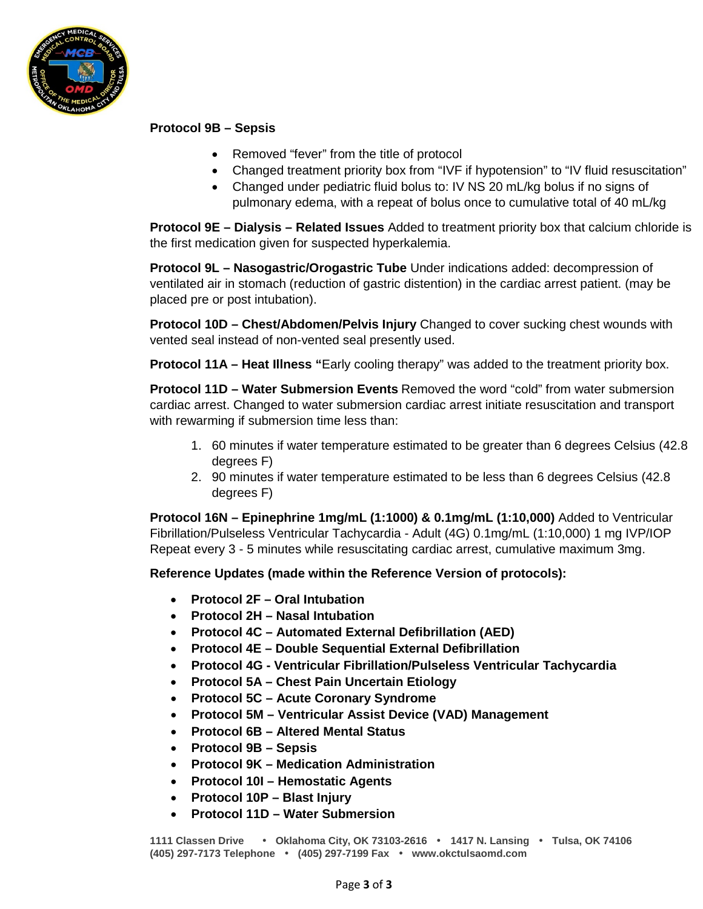**Protocol 9B – Sepsis**

- Removed "fever" from the title of protocol
- Changed treatment priority box from "IVF if hypotension" to "IV fluid resuscitation"
- Changed under pediatric fluid bolus to: IV NS 20 mL/kg bolus if no signs of pulmonary edema, with a repeat of bolus once to cumulative total of 40 mL/kg

**Protocol 9E – Dialysis – Related Issues** Added to treatment priority box that calcium chloride is the first medication given for suspected hyperkalemia.

**Protocol 9L – Nasogastric/Orogastric Tube** Under indications added: decompression of ventilated air in stomach (reduction of gastric distention) in the cardiac arrest patient. (may be placed pre or post intubation).

**Protocol 10D – Chest/Abdomen/Pelvis Injury** Changed to cover sucking chest wounds with vented seal instead of non-vented seal presently used.

**Protocol 11A – Heat Illness "**Early cooling therapy" was added to the treatment priority box.

**Protocol 11D – Water Submersion Events** Removed the word "cold" from water submersion cardiac arrest. Changed to water submersion cardiac arrest initiate resuscitation and transport with rewarming if submersion time less than:

1. 60 minutes if water temperature estimated to be greater than 6 degrees Celsius (42.8 degrees F)
2. 90 minutes if water temperature estimated to be less than 6 degrees Celsius (42.8 degrees F)

**Protocol 16N – Epinephrine 1mg/mL (1:1000) & 0.1mg/mL (1:10,000)** Added to Ventricular Fibrillation/Pulseless Ventricular Tachycardia - Adult (4G) 0.1mg/mL (1:10,000) 1 mg IVP/IOP Repeat every 3 - 5 minutes while resuscitating cardiac arrest, cumulative maximum 3mg.

**Reference Updates (made within the Reference Version of protocols):**

- **Protocol 2F – Oral Intubation**
- **Protocol 2H – Nasal Intubation**
- **Protocol 4C – Automated External Defibrillation (AED)**
- **Protocol 4E – Double Sequential External Defibrillation**
- **Protocol 4G - Ventricular Fibrillation/Pulseless Ventricular Tachycardia**
- **Protocol 5A – Chest Pain Uncertain Etiology**
- **Protocol 5C – Acute Coronary Syndrome**
- **Protocol 5M – Ventricular Assist Device (VAD) Management**
- **Protocol 6B – Altered Mental Status**
- **Protocol 9B – Sepsis**
- **Protocol 9K – Medication Administration**
- **Protocol 10I – Hemostatic Agents**
- **Protocol 10P – Blast Injury**
- **Protocol 11D – Water Submersion**